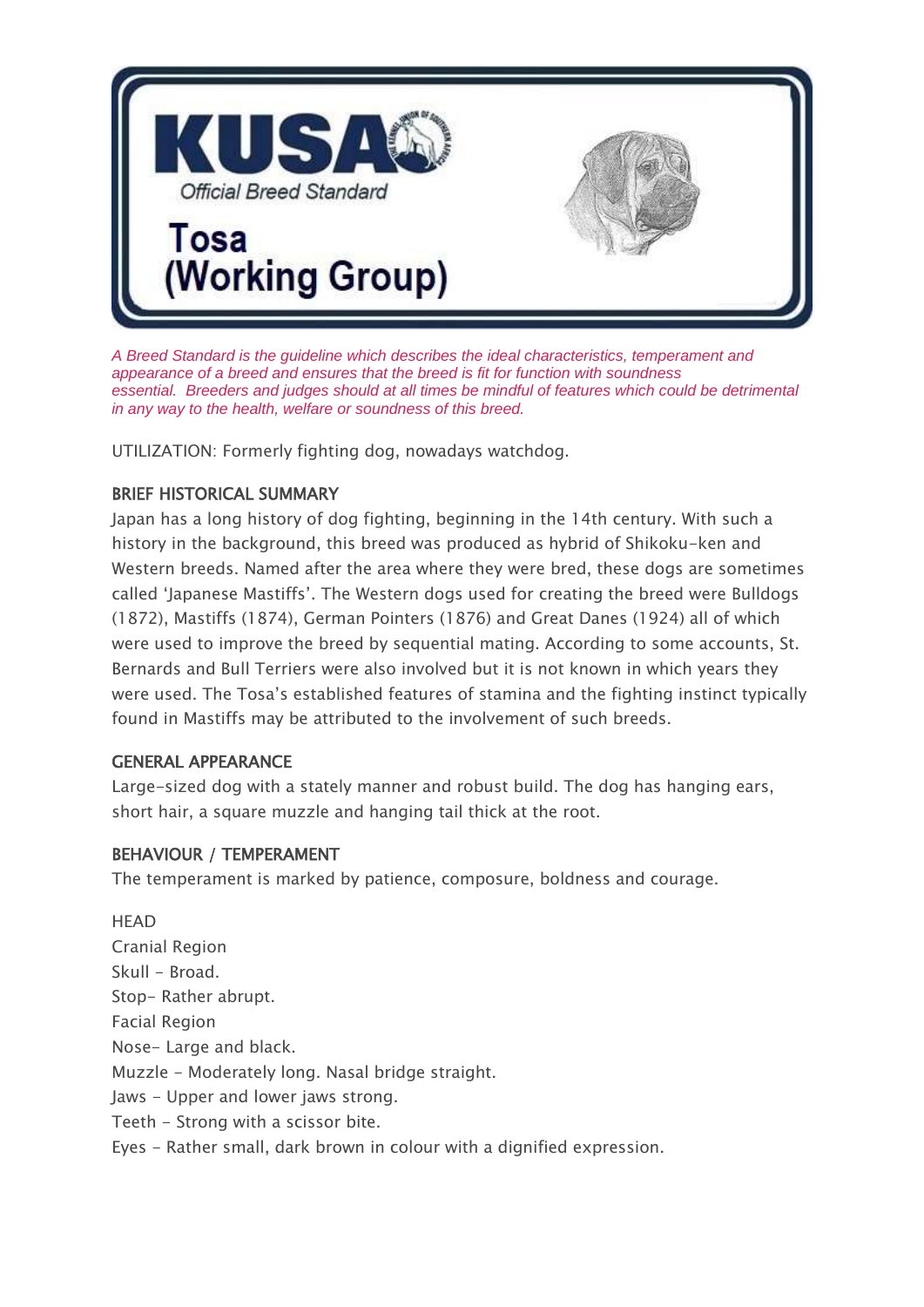# KUSA

Official Breed Standard

# Tosa (Working Group)

*A Breed Standard is the guideline which describes the ideal characteristics, temperament and appearance of a breed and ensures that the breed is fit for function with soundness essential. Breeders and judges should at all times be mindful of features which could be detrimental in any way to the health, welfare or soundness of this breed.*

UTILIZATION: Formerly fighting dog, nowadays watchdog.

## BRIEF HISTORICAL SUMMARY

Japan has a long history of dog fighting, beginning in the 14th century. With such a history in the background, this breed was produced as hybrid of Shikoku-ken and Western breeds. Named after the area where they were bred, these dogs are sometimes called 'Japanese Mastiffs'. The Western dogs used for creating the breed were Bulldogs (1872), Mastiffs (1874), German Pointers (1876) and Great Danes (1924) all of which were used to improve the breed by sequential mating. According to some accounts, St. Bernards and Bull Terriers were also involved but it is not known in which years they were used. The Tosa's established features of stamina and the fighting instinct typically found in Mastiffs may be attributed to the involvement of such breeds.

## GENERAL APPEARANCE

Large-sized dog with a stately manner and robust build. The dog has hanging ears, short hair, a square muzzle and hanging tail thick at the root.

## BEHAVIOUR / TEMPERAMENT

The temperament is marked by patience, composure, boldness and courage.

## HEAD

Cranial Region

Skull - Broad.

Stop- Rather abrupt.

Facial Region

Nose- Large and black.

Muzzle - Moderately long. Nasal bridge straight.

Jaws - Upper and lower jaws strong.

Teeth - Strong with a scissor bite.

Eyes - Rather small, dark brown in colour with a dignified expression.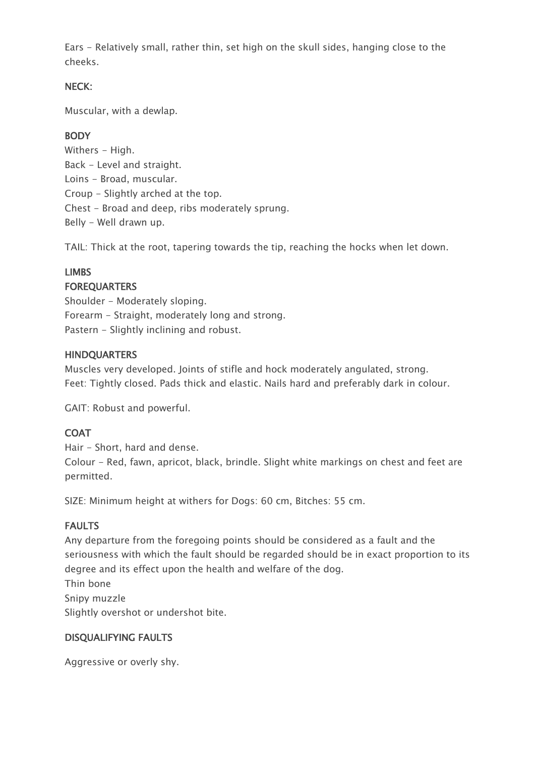Ears - Relatively small, rather thin, set high on the skull sides, hanging close to the cheeks.

## NECK:

Muscular, with a dewlap.

## BODY

Withers - High.
Back - Level and straight.
Loins - Broad, muscular.
Croup - Slightly arched at the top.
Chest - Broad and deep, ribs moderately sprung.
Belly - Well drawn up.

TAIL: Thick at the root, tapering towards the tip, reaching the hocks when let down.

## LIMBS

### FOREQUARTERS

Shoulder - Moderately sloping.
Forearm - Straight, moderately long and strong.
Pastern - Slightly inclining and robust.

### HINDQUARTERS

Muscles very developed. Joints of stifle and hock moderately angulated, strong.
Feet: Tightly closed. Pads thick and elastic. Nails hard and preferably dark in colour.

GAIT: Robust and powerful.

## COAT

Hair - Short, hard and dense.
Colour - Red, fawn, apricot, black, brindle. Slight white markings on chest and feet are permitted.

SIZE: Minimum height at withers for Dogs: 60 cm, Bitches: 55 cm.

## FAULTS

Any departure from the foregoing points should be considered as a fault and the seriousness with which the fault should be regarded should be in exact proportion to its degree and its effect upon the health and welfare of the dog.
Thin bone
Snipy muzzle
Slightly overshot or undershot bite.

## DISQUALIFYING FAULTS

Aggressive or overly shy.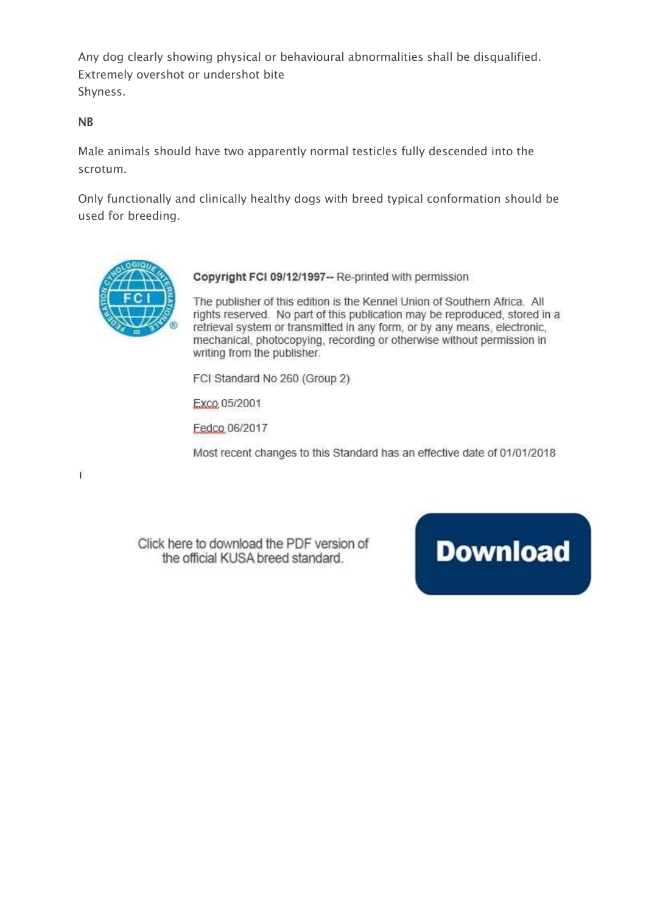Any dog clearly showing physical or behavioural abnormalities shall be disqualified.
Extremely overshot or undershot bite
Shyness.

**NB**

Male animals should have two apparently normal testicles fully descended into the scrotum.

Only functionally and clinically healthy dogs with breed typical conformation should be used for breeding.

**Copyright FCI 09/12/1997--** Re-printed with permission

The publisher of this edition is the Kennel Union of Southern Africa. All rights reserved. No part of this publication may be reproduced, stored in a retrieval system or transmitted in any form, or by any means, electronic, mechanical, photocopying, recording or otherwise without permission in writing from the publisher.

FCI Standard No 260 (Group 2)

Exco 05/2001

Fedco 06/2017

Most recent changes to this Standard has an effective date of 01/01/2018

Click here to download the PDF version of the official KUSA breed standard.

Download